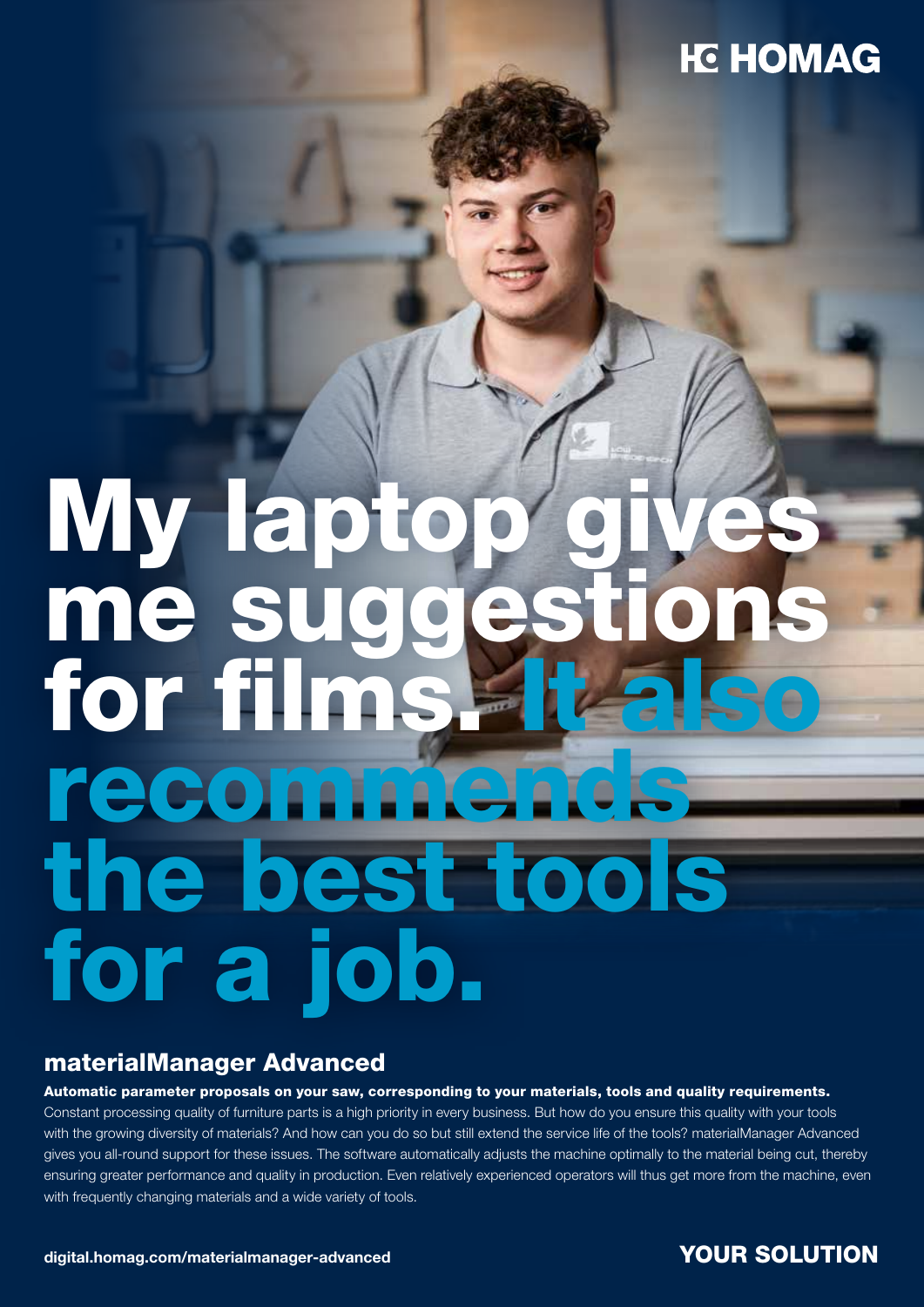HOMAG

# My laptop gives me suggestions for films. It also recommends the best tools for a job.

## materialManager Advanced

**Automatic parameter proposals on your saw, corresponding to your materials, tools and quality requirements.**

Constant processing quality of furniture parts is a high priority in every business. But how do you ensure this quality with your tools with the growing diversity of materials? And how can you do so but still extend the service life of the tools? materialManager Advanced gives you all-round support for these issues. The software automatically adjusts the machine optimally to the material being cut, thereby ensuring greater performance and quality in production. Even relatively experienced operators will thus get more from the machine, even with frequently changing materials and a wide variety of tools.

**digital.homag.com/materialmanager-advanced**

**YOUR SOLUTION**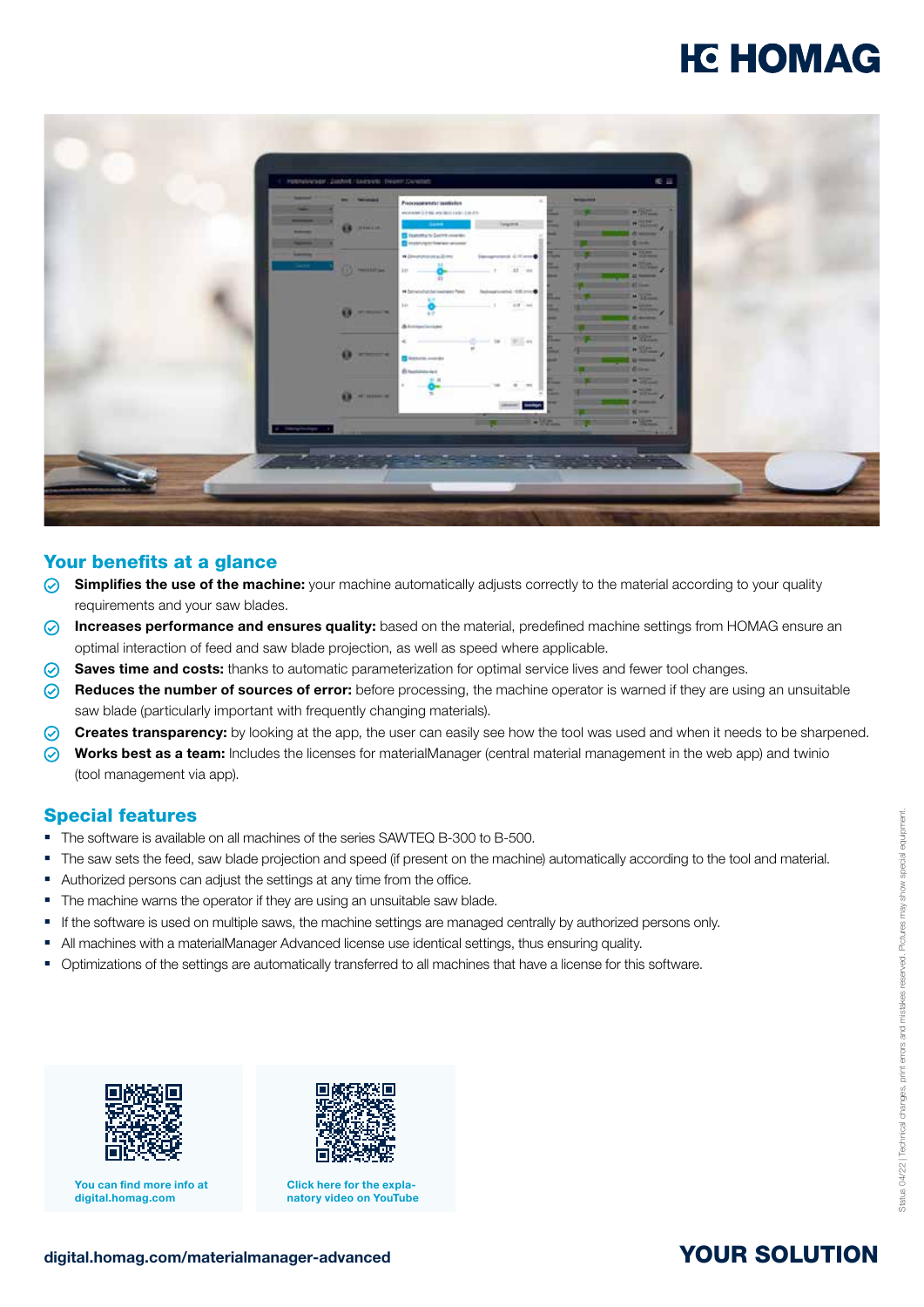## Your benefits at a glance

- **Simplifies the use of the machine:** your machine automatically adjusts correctly to the material according to your quality requirements and your saw blades.
- **Increases performance and ensures quality:** based on the material, predefined machine settings from HOMAG ensure an optimal interaction of feed and saw blade projection, as well as speed where applicable.
- **Saves time and costs:** thanks to automatic parameterization for optimal service lives and fewer tool changes.
- **Reduces the number of sources of error:** before processing, the machine operator is warned if they are using an unsuitable saw blade (particularly important with frequently changing materials).
- **Creates transparency:** by looking at the app, the user can easily see how the tool was used and when it needs to be sharpened.
- **Works best as a team:** Includes the licenses for materialManager (central material management in the web app) and twinio (tool management via app).

## Special features

- The software is available on all machines of the series SAWTEQ B-300 to B-500.
- The saw sets the feed, saw blade projection and speed (if present on the machine) automatically according to the tool and material.
- Authorized persons can adjust the settings at any time from the office.
- The machine warns the operator if they are using an unsuitable saw blade.
- If the software is used on multiple saws, the machine settings are managed centrally by authorized persons only.
- All machines with a materialManager Advanced license use identical settings, thus ensuring quality.
- Optimizations of the settings are automatically transferred to all machines that have a license for this software.

You can find more info at digital.homag.com

Click here for the explanatory video on YouTube

Status 04/22 | Technical changes, print errors and mistakes reserved. Pictures may show special equipment.

digital.homag.com/materialmanager-advanced

YOUR SOLUTION